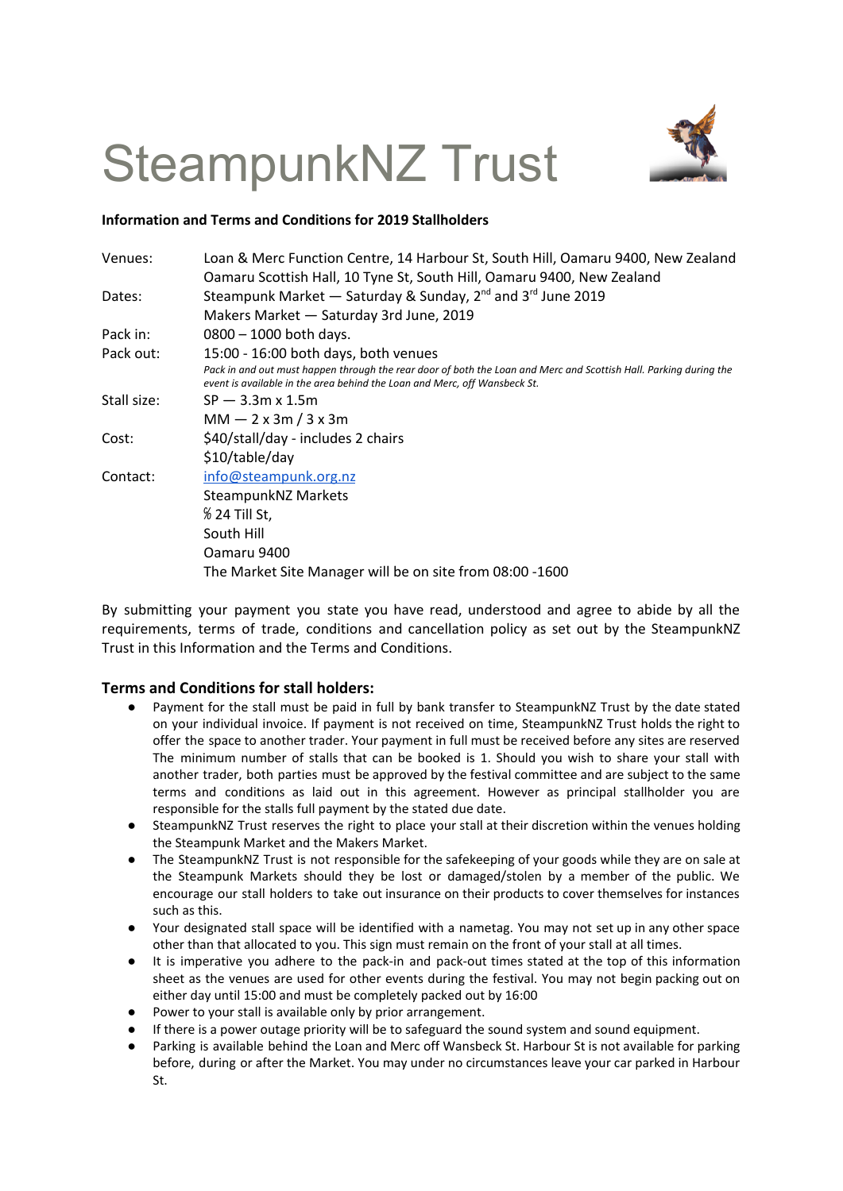# SteampunkNZ Trust

**Information and Terms and Conditions for 2019 Stallholders**

| | |
|---|---|
| Venues: | Loan & Merc Function Centre, 14 Harbour St, South Hill, Oamaru 9400, New Zealand<br>Oamaru Scottish Hall, 10 Tyne St, South Hill, Oamaru 9400, New Zealand |
| Dates: | Steampunk Market — Saturday & Sunday, 2nd and 3rd June 2019<br>Makers Market — Saturday 3rd June, 2019 |
| Pack in: | 0800 – 1000 both days. |
| Pack out: | 15:00 - 16:00 both days, both venues<br>*Pack in and out must happen through the rear door of both the Loan and Merc and Scottish Hall. Parking during the event is available in the area behind the Loan and Merc, off Wansbeck St.* |
| Stall size: | SP — 3.3m x 1.5m<br>MM — 2 x 3m / 3 x 3m |
| Cost: | $40/stall/day - includes 2 chairs<br>$10/table/day |
| Contact: | info@steampunk.org.nz<br>SteampunkNZ Markets<br>℅ 24 Till St,<br>South Hill<br>Oamaru 9400<br>The Market Site Manager will be on site from 08:00 -1600 |

By submitting your payment you state you have read, understood and agree to abide by all the requirements, terms of trade, conditions and cancellation policy as set out by the SteampunkNZ Trust in this Information and the Terms and Conditions.

## Terms and Conditions for stall holders:

- Payment for the stall must be paid in full by bank transfer to SteampunkNZ Trust by the date stated on your individual invoice. If payment is not received on time, SteampunkNZ Trust holds the right to offer the space to another trader. Your payment in full must be received before any sites are reserved The minimum number of stalls that can be booked is 1. Should you wish to share your stall with another trader, both parties must be approved by the festival committee and are subject to the same terms and conditions as laid out in this agreement. However as principal stallholder you are responsible for the stalls full payment by the stated due date.
- SteampunkNZ Trust reserves the right to place your stall at their discretion within the venues holding the Steampunk Market and the Makers Market.
- The SteampunkNZ Trust is not responsible for the safekeeping of your goods while they are on sale at the Steampunk Markets should they be lost or damaged/stolen by a member of the public. We encourage our stall holders to take out insurance on their products to cover themselves for instances such as this.
- Your designated stall space will be identified with a nametag. You may not set up in any other space other than that allocated to you. This sign must remain on the front of your stall at all times.
- It is imperative you adhere to the pack-in and pack-out times stated at the top of this information sheet as the venues are used for other events during the festival. You may not begin packing out on either day until 15:00 and must be completely packed out by 16:00
- Power to your stall is available only by prior arrangement.
- If there is a power outage priority will be to safeguard the sound system and sound equipment.
- Parking is available behind the Loan and Merc off Wansbeck St. Harbour St is not available for parking before, during or after the Market. You may under no circumstances leave your car parked in Harbour St.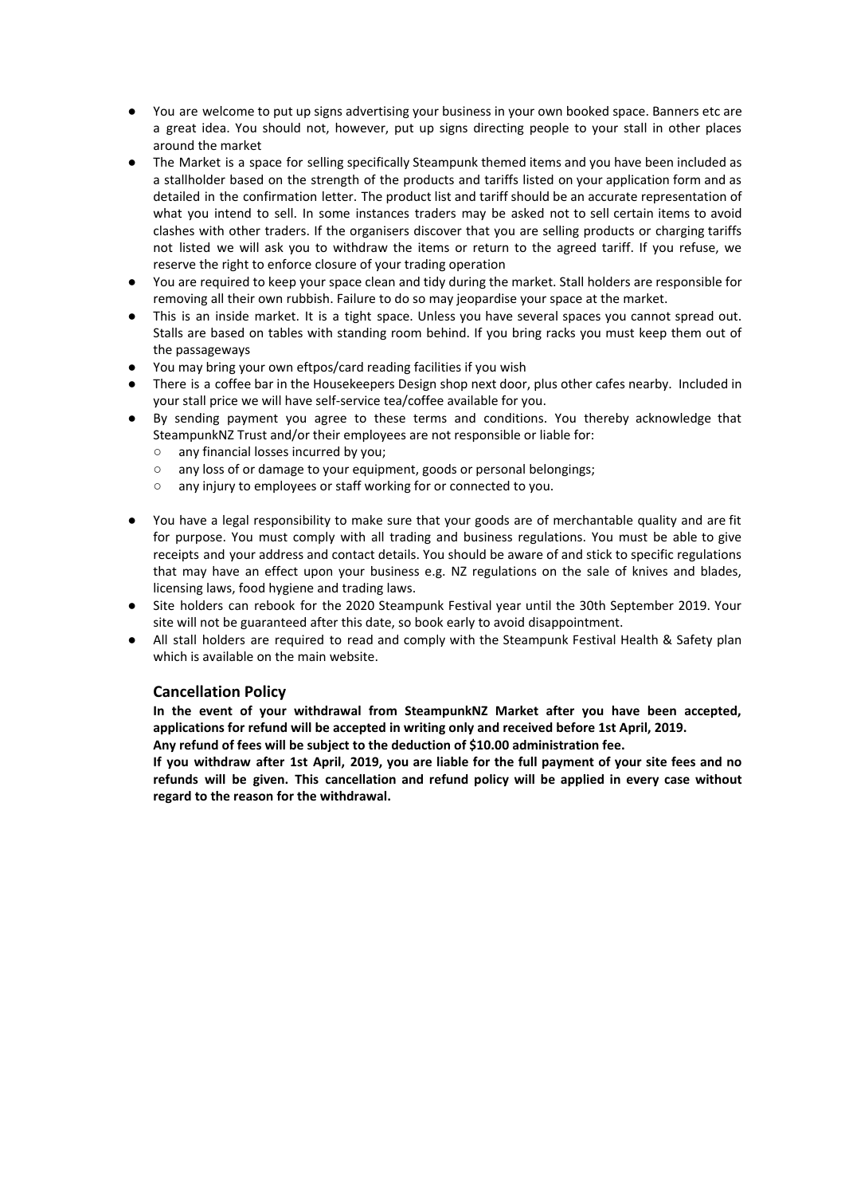- You are welcome to put up signs advertising your business in your own booked space. Banners etc are a great idea. You should not, however, put up signs directing people to your stall in other places around the market
- The Market is a space for selling specifically Steampunk themed items and you have been included as a stallholder based on the strength of the products and tariffs listed on your application form and as detailed in the confirmation letter. The product list and tariff should be an accurate representation of what you intend to sell. In some instances traders may be asked not to sell certain items to avoid clashes with other traders. If the organisers discover that you are selling products or charging tariffs not listed we will ask you to withdraw the items or return to the agreed tariff. If you refuse, we reserve the right to enforce closure of your trading operation
- You are required to keep your space clean and tidy during the market. Stall holders are responsible for removing all their own rubbish. Failure to do so may jeopardise your space at the market.
- This is an inside market. It is a tight space. Unless you have several spaces you cannot spread out. Stalls are based on tables with standing room behind. If you bring racks you must keep them out of the passageways
- You may bring your own eftpos/card reading facilities if you wish
- There is a coffee bar in the Housekeepers Design shop next door, plus other cafes nearby. Included in your stall price we will have self-service tea/coffee available for you.
- By sending payment you agree to these terms and conditions. You thereby acknowledge that SteampunkNZ Trust and/or their employees are not responsible or liable for:
  - any financial losses incurred by you;
  - any loss of or damage to your equipment, goods or personal belongings;
  - any injury to employees or staff working for or connected to you.
- You have a legal responsibility to make sure that your goods are of merchantable quality and are fit for purpose. You must comply with all trading and business regulations. You must be able to give receipts and your address and contact details. You should be aware of and stick to specific regulations that may have an effect upon your business e.g. NZ regulations on the sale of knives and blades, licensing laws, food hygiene and trading laws.
- Site holders can rebook for the 2020 Steampunk Festival year until the 30th September 2019. Your site will not be guaranteed after this date, so book early to avoid disappointment.
- All stall holders are required to read and comply with the Steampunk Festival Health & Safety plan which is available on the main website.

## Cancellation Policy

**In the event of your withdrawal from SteampunkNZ Market after you have been accepted, applications for refund will be accepted in writing only and received before 1st April, 2019.**

**Any refund of fees will be subject to the deduction of $10.00 administration fee.**

**If you withdraw after 1st April, 2019, you are liable for the full payment of your site fees and no refunds will be given. This cancellation and refund policy will be applied in every case without regard to the reason for the withdrawal.**